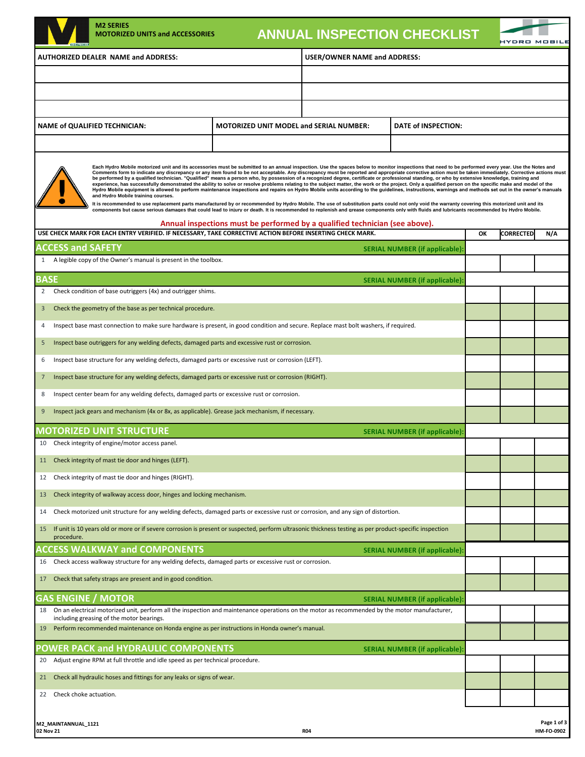**M2 SERIES**
**MOTORIZED UNITS and ACCESSORIES**

# ANNUAL INSPECTION CHECKLIST

| AUTHORIZED DEALER NAME and ADDRESS: | USER/OWNER NAME and ADDRESS: |
|---|---|
| | |
| | |
| | |

| NAME of QUALIFIED TECHNICIAN: | MOTORIZED UNIT MODEL and SERIAL NUMBER: | DATE of INSPECTION: |
|---|---|---|
| | | |

**Each Hydro Mobile motorized unit and its accessories must be submitted to an annual inspection. Use the spaces below to monitor inspections that need to be performed every year. Use the Notes and Comments form to indicate any discrepancy or any item found to be not acceptable. Any discrepancy must be reported and appropriate corrective action must be taken immediately. Corrective actions must be performed by a qualified technician. "Qualified" means a person who, by possession of a recognized degree, certificate or professional standing, or who by extensive knowledge, training and experience, has successfully demonstrated the ability to solve or resolve problems relating to the subject matter, the work or the project. Only a qualified person on the specific make and model of the Hydro Mobile equipment is allowed to perform maintenance inspections and repairs on Hydro Mobile units according to the guidelines, instructions, warnings and methods set out in the owner's manuals and Hydro Mobile training courses.**

**It is recommended to use replacement parts manufactured by or recommended by Hydro Mobile. The use of substitution parts could not only void the warranty covering this motorized unit and its components but cause serious damages that could lead to injury or death. It is recommended to replenish and grease components only with fluids and lubricants recommended by Hydro Mobile.**

**Annual inspections must be performed by a qualified technician (see above).**

| USE CHECK MARK FOR EACH ENTRY VERIFIED. IF NECESSARY, TAKE CORRECTIVE ACTION BEFORE INSERTING CHECK MARK. | OK | CORRECTED | N/A |
|---|---|---|---|
| **ACCESS and SAFETY** — SERIAL NUMBER (if applicable): | | | |
| 1 A legible copy of the Owner's manual is present in the toolbox. | | | |
| **BASE** — SERIAL NUMBER (if applicable): | | | |
| 2 Check condition of base outriggers (4x) and outrigger shims. | | | |
| 3 Check the geometry of the base as per technical procedure. | | | |
| 4 Inspect base mast connection to make sure hardware is present, in good condition and secure. Replace mast bolt washers, if required. | | | |
| 5 Inspect base outriggers for any welding defects, damaged parts and excessive rust or corrosion. | | | |
| 6 Inspect base structure for any welding defects, damaged parts or excessive rust or corrosion (LEFT). | | | |
| 7 Inspect base structure for any welding defects, damaged parts or excessive rust or corrosion (RIGHT). | | | |
| 8 Inspect center beam for any welding defects, damaged parts or excessive rust or corrosion. | | | |
| 9 Inspect jack gears and mechanism (4x or 8x, as applicable). Grease jack mechanism, if necessary. | | | |
| **MOTORIZED UNIT STRUCTURE** — SERIAL NUMBER (if applicable): | | | |
| 10 Check integrity of engine/motor access panel. | | | |
| 11 Check integrity of mast tie door and hinges (LEFT). | | | |
| 12 Check integrity of mast tie door and hinges (RIGHT). | | | |
| 13 Check integrity of walkway access door, hinges and locking mechanism. | | | |
| 14 Check motorized unit structure for any welding defects, damaged parts or excessive rust or corrosion, and any sign of distortion. | | | |
| 15 If unit is 10 years old or more or if severe corrosion is present or suspected, perform ultrasonic thickness testing as per product-specific inspection procedure. | | | |
| **ACCESS WALKWAY and COMPONENTS** — SERIAL NUMBER (if applicable): | | | |
| 16 Check access walkway structure for any welding defects, damaged parts or excessive rust or corrosion. | | | |
| 17 Check that safety straps are present and in good condition. | | | |
| **GAS ENGINE / MOTOR** — SERIAL NUMBER (if applicable): | | | |
| 18 On an electrical motorized unit, perform all the inspection and maintenance operations on the motor as recommended by the motor manufacturer, including greasing of the motor bearings. | | | |
| 19 Perform recommended maintenance on Honda engine as per instructions in Honda owner's manual. | | | |
| **POWER PACK and HYDRAULIC COMPONENTS** — SERIAL NUMBER (if applicable): | | | |
| 20 Adjust engine RPM at full throttle and idle speed as per technical procedure. | | | |
| 21 Check all hydraulic hoses and fittings for any leaks or signs of wear. | | | |
| 22 Check choke actuation. | | | |

M2_MAINTANNUAL_1121
02 Nov 21
R04
HM-FO-0902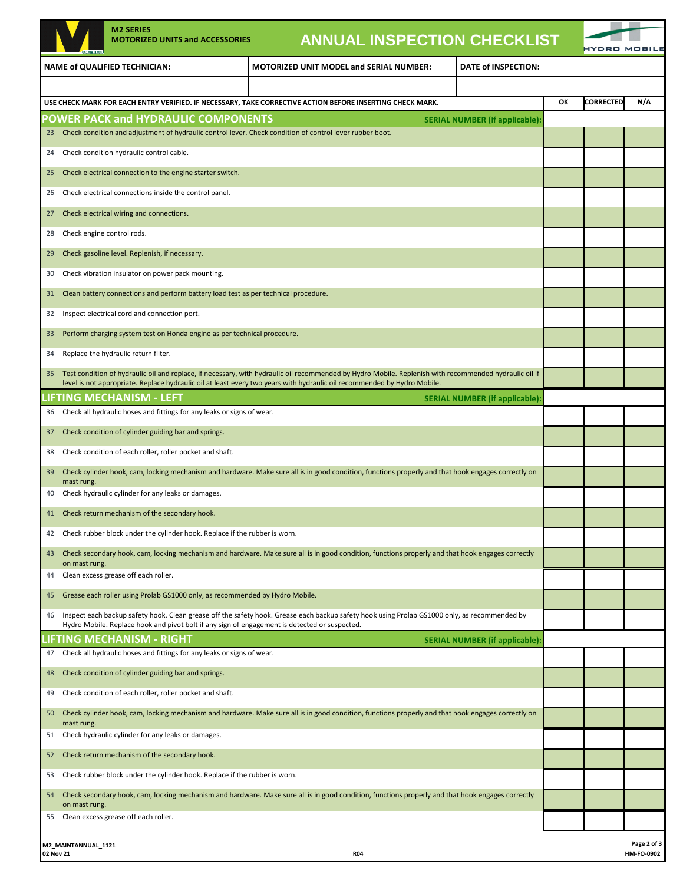**M2 SERIES**
**MOTORIZED UNITS and ACCESSORIES**

# ANNUAL INSPECTION CHECKLIST

| NAME of QUALIFIED TECHNICIAN: | MOTORIZED UNIT MODEL and SERIAL NUMBER: | DATE of INSPECTION: |
|---|---|---|
| | | |

| | USE CHECK MARK FOR EACH ENTRY VERIFIED. IF NECESSARY, TAKE CORRECTIVE ACTION BEFORE INSERTING CHECK MARK. | OK | CORRECTED | N/A |
|---|---|---|---|---|
| | **POWER PACK and HYDRAULIC COMPONENTS** — SERIAL NUMBER (if applicable): | | | |
| 23 | Check condition and adjustment of hydraulic control lever. Check condition of control lever rubber boot. | | | |
| 24 | Check condition hydraulic control cable. | | | |
| 25 | Check electrical connection to the engine starter switch. | | | |
| 26 | Check electrical connections inside the control panel. | | | |
| 27 | Check electrical wiring and connections. | | | |
| 28 | Check engine control rods. | | | |
| 29 | Check gasoline level. Replenish, if necessary. | | | |
| 30 | Check vibration insulator on power pack mounting. | | | |
| 31 | Clean battery connections and perform battery load test as per technical procedure. | | | |
| 32 | Inspect electrical cord and connection port. | | | |
| 33 | Perform charging system test on Honda engine as per technical procedure. | | | |
| 34 | Replace the hydraulic return filter. | | | |
| 35 | Test condition of hydraulic oil and replace, if necessary, with hydraulic oil recommended by Hydro Mobile. Replenish with recommended hydraulic oil if level is not appropriate. Replace hydraulic oil at least every two years with hydraulic oil recommended by Hydro Mobile. | | | |
| | **LIFTING MECHANISM - LEFT** — SERIAL NUMBER (if applicable): | | | |
| 36 | Check all hydraulic hoses and fittings for any leaks or signs of wear. | | | |
| 37 | Check condition of cylinder guiding bar and springs. | | | |
| 38 | Check condition of each roller, roller pocket and shaft. | | | |
| 39 | Check cylinder hook, cam, locking mechanism and hardware. Make sure all is in good condition, functions properly and that hook engages correctly on mast rung. | | | |
| 40 | Check hydraulic cylinder for any leaks or damages. | | | |
| 41 | Check return mechanism of the secondary hook. | | | |
| 42 | Check rubber block under the cylinder hook. Replace if the rubber is worn. | | | |
| 43 | Check secondary hook, cam, locking mechanism and hardware. Make sure all is in good condition, functions properly and that hook engages correctly on mast rung. | | | |
| 44 | Clean excess grease off each roller. | | | |
| 45 | Grease each roller using Prolab GS1000 only, as recommended by Hydro Mobile. | | | |
| 46 | Inspect each backup safety hook. Clean grease off the safety hook. Grease each backup safety hook using Prolab GS1000 only, as recommended by Hydro Mobile. Replace hook and pivot bolt if any sign of engagement is detected or suspected. | | | |
| | **LIFTING MECHANISM - RIGHT** — SERIAL NUMBER (if applicable): | | | |
| 47 | Check all hydraulic hoses and fittings for any leaks or signs of wear. | | | |
| 48 | Check condition of cylinder guiding bar and springs. | | | |
| 49 | Check condition of each roller, roller pocket and shaft. | | | |
| 50 | Check cylinder hook, cam, locking mechanism and hardware. Make sure all is in good condition, functions properly and that hook engages correctly on mast rung. | | | |
| 51 | Check hydraulic cylinder for any leaks or damages. | | | |
| 52 | Check return mechanism of the secondary hook. | | | |
| 53 | Check rubber block under the cylinder hook. Replace if the rubber is worn. | | | |
| 54 | Check secondary hook, cam, locking mechanism and hardware. Make sure all is in good condition, functions properly and that hook engages correctly on mast rung. | | | |
| 55 | Clean excess grease off each roller. | | | |

M2_MAINTANNUAL_1121
02 Nov 21 — R04 — HM-FO-0902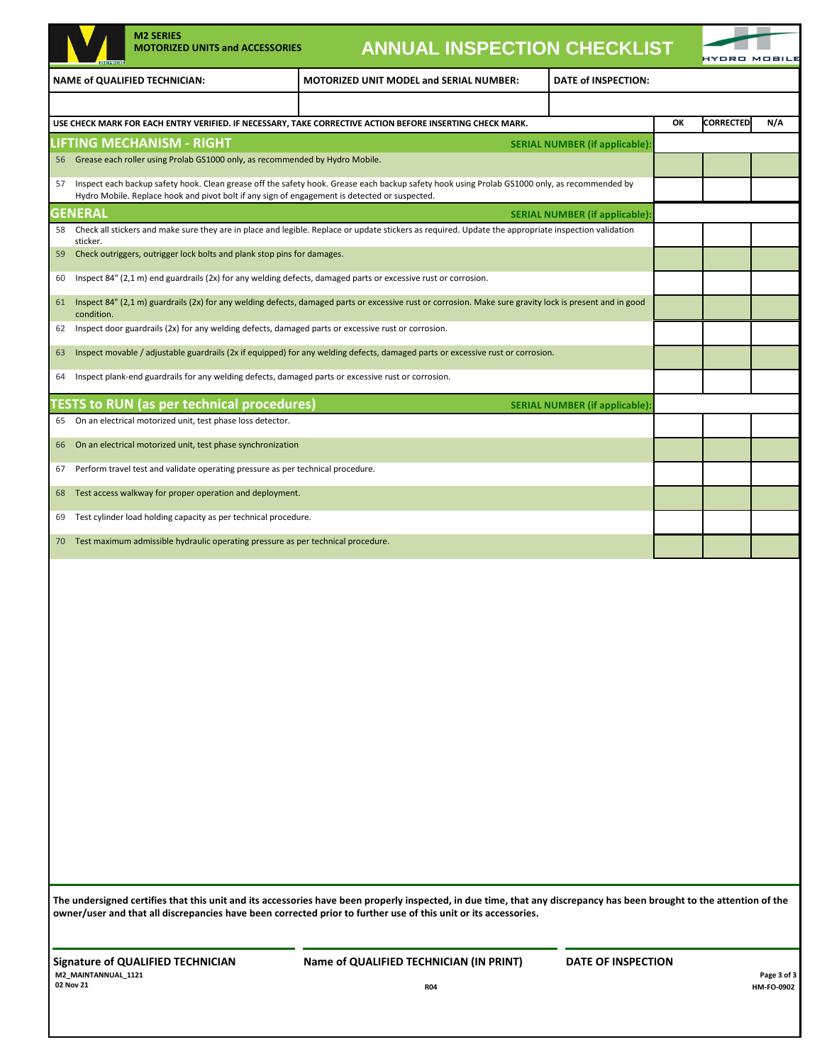M2 SERIES
MOTORIZED UNITS and ACCESSORIES

# ANNUAL INSPECTION CHECKLIST

| NAME of QUALIFIED TECHNICIAN: | MOTORIZED UNIT MODEL and SERIAL NUMBER: | DATE of INSPECTION: |
|---|---|---|
| | | |

| USE CHECK MARK FOR EACH ENTRY VERIFIED. IF NECESSARY, TAKE CORRECTIVE ACTION BEFORE INSERTING CHECK MARK. | OK | CORRECTED | N/A |
|---|---|---|---|
| **LIFTING MECHANISM - RIGHT** — SERIAL NUMBER (if applicable): | | | |
| 56 Grease each roller using Prolab GS1000 only, as recommended by Hydro Mobile. | | | |
| 57 Inspect each backup safety hook. Clean grease off the safety hook. Grease each backup safety hook using Prolab GS1000 only, as recommended by Hydro Mobile. Replace hook and pivot bolt if any sign of engagement is detected or suspected. | | | |
| **GENERAL** — SERIAL NUMBER (if applicable): | | | |
| 58 Check all stickers and make sure they are in place and legible. Replace or update stickers as required. Update the appropriate inspection validation sticker. | | | |
| 59 Check outriggers, outrigger lock bolts and plank stop pins for damages. | | | |
| 60 Inspect 84" (2,1 m) end guardrails (2x) for any welding defects, damaged parts or excessive rust or corrosion. | | | |
| 61 Inspect 84" (2,1 m) guardrails (2x) for any welding defects, damaged parts or excessive rust or corrosion. Make sure gravity lock is present and in good condition. | | | |
| 62 Inspect door guardrails (2x) for any welding defects, damaged parts or excessive rust or corrosion. | | | |
| 63 Inspect movable / adjustable guardrails (2x if equipped) for any welding defects, damaged parts or excessive rust or corrosion. | | | |
| 64 Inspect plank-end guardrails for any welding defects, damaged parts or excessive rust or corrosion. | | | |
| **TESTS to RUN (as per technical procedures)** — SERIAL NUMBER (if applicable): | | | |
| 65 On an electrical motorized unit, test phase loss detector. | | | |
| 66 On an electrical motorized unit, test phase synchronization | | | |
| 67 Perform travel test and validate operating pressure as per technical procedure. | | | |
| 68 Test access walkway for proper operation and deployment. | | | |
| 69 Test cylinder load holding capacity as per technical procedure. | | | |
| 70 Test maximum admissible hydraulic operating pressure as per technical procedure. | | | |

**The undersigned certifies that this unit and its accessories have been properly inspected, in due time, that any discrepancy has been brought to the attention of the owner/user and that all discrepancies have been corrected prior to further use of this unit or its accessories.**

| Signature of QUALIFIED TECHNICIAN | Name of QUALIFIED TECHNICIAN (IN PRINT) | DATE OF INSPECTION |
|---|---|---|

M2_MAINTANNUAL_1121
02 Nov 21

R04

HM-FO-0902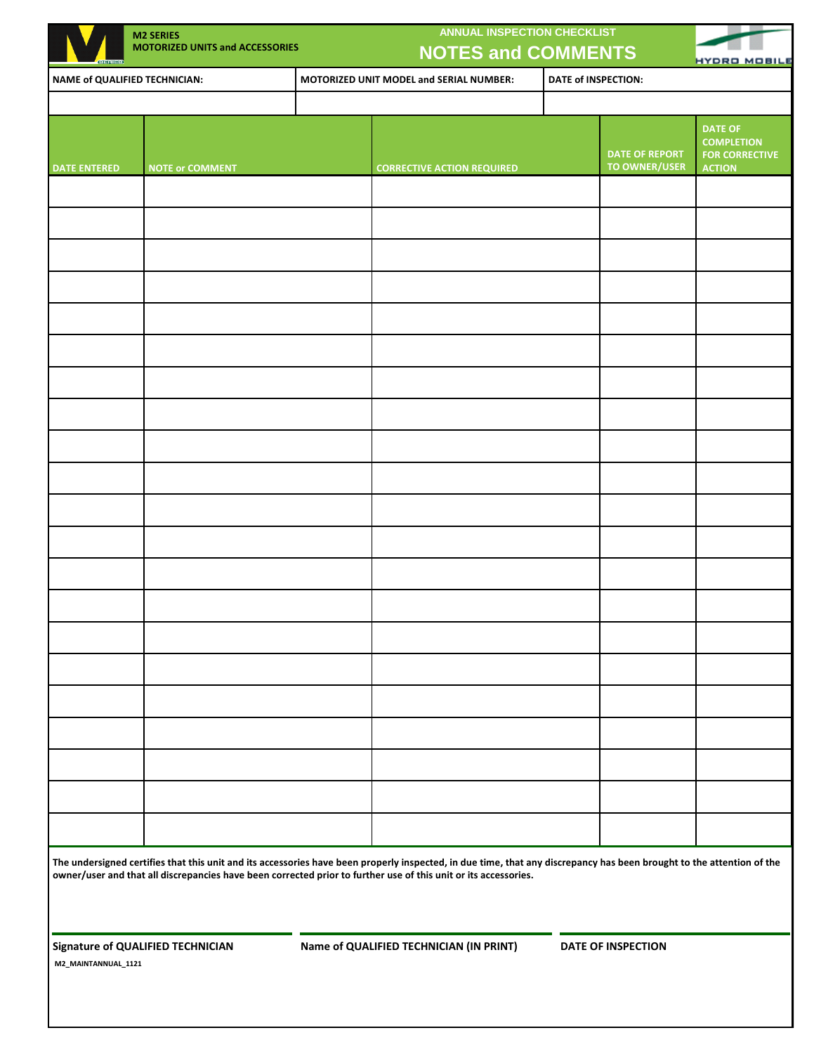**M2 SERIES**
**MOTORIZED UNITS and ACCESSORIES**

ANNUAL INSPECTION CHECKLIST

# NOTES and COMMENTS

HYDRO MOBILE

| NAME of QUALIFIED TECHNICIAN: | MOTORIZED UNIT MODEL and SERIAL NUMBER: | DATE of INSPECTION: |
|---|---|---|
| | | |

| DATE ENTERED | NOTE or COMMENT | CORRECTIVE ACTION REQUIRED | DATE OF REPORT TO OWNER/USER | DATE OF COMPLETION FOR CORRECTIVE ACTION |
|---|---|---|---|---|
| | | | | |
| | | | | |
| | | | | |
| | | | | |
| | | | | |
| | | | | |
| | | | | |
| | | | | |
| | | | | |
| | | | | |
| | | | | |
| | | | | |
| | | | | |
| | | | | |
| | | | | |
| | | | | |
| | | | | |
| | | | | |
| | | | | |
| | | | | |
| | | | | |

**The undersigned certifies that this unit and its accessories have been properly inspected, in due time, that any discrepancy has been brought to the attention of the owner/user and that all discrepancies have been corrected prior to further use of this unit or its accessories.**

| | | |
|---|---|---|
| **Signature of QUALIFIED TECHNICIAN** | **Name of QUALIFIED TECHNICIAN (IN PRINT)** | **DATE OF INSPECTION** |

M2_MAINTANNUAL_1121